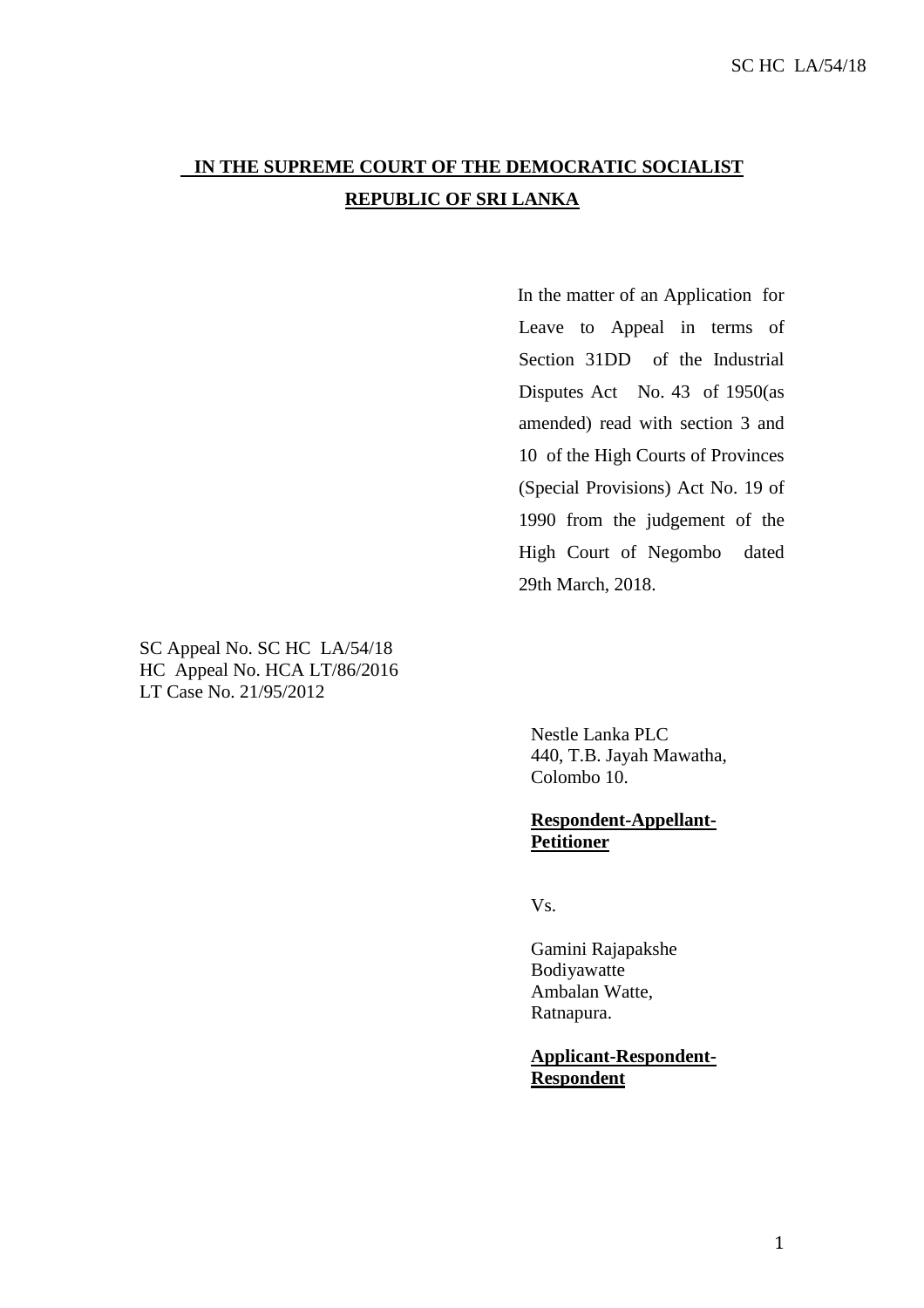# IN THE SUPREME COURT OF THE DEMOCRATIC SOCIALIST REPUBLIC OF SRI LANKA

In the matter of an Application for Leave to Appeal in terms of Section 31DD of the Industrial Disputes Act No. 43 of 1950(as amended) read with section 3 and 10 of the High Courts of Provinces (Special Provisions) Act No. 19 of 1990 from the judgement of the High Court of Negombo dated 29th March, 2018.

SC Appeal No. SC HC LA/54/18
HC Appeal No. HCA LT/86/2016
LT Case No. 21/95/2012

Nestle Lanka PLC
440, T.B. Jayah Mawatha,
Colombo 10.

**Respondent-Appellant-Petitioner**

Vs.

Gamini Rajapakshe
Bodiyawatte
Ambalan Watte,
Ratnapura.

**Applicant-Respondent-Respondent**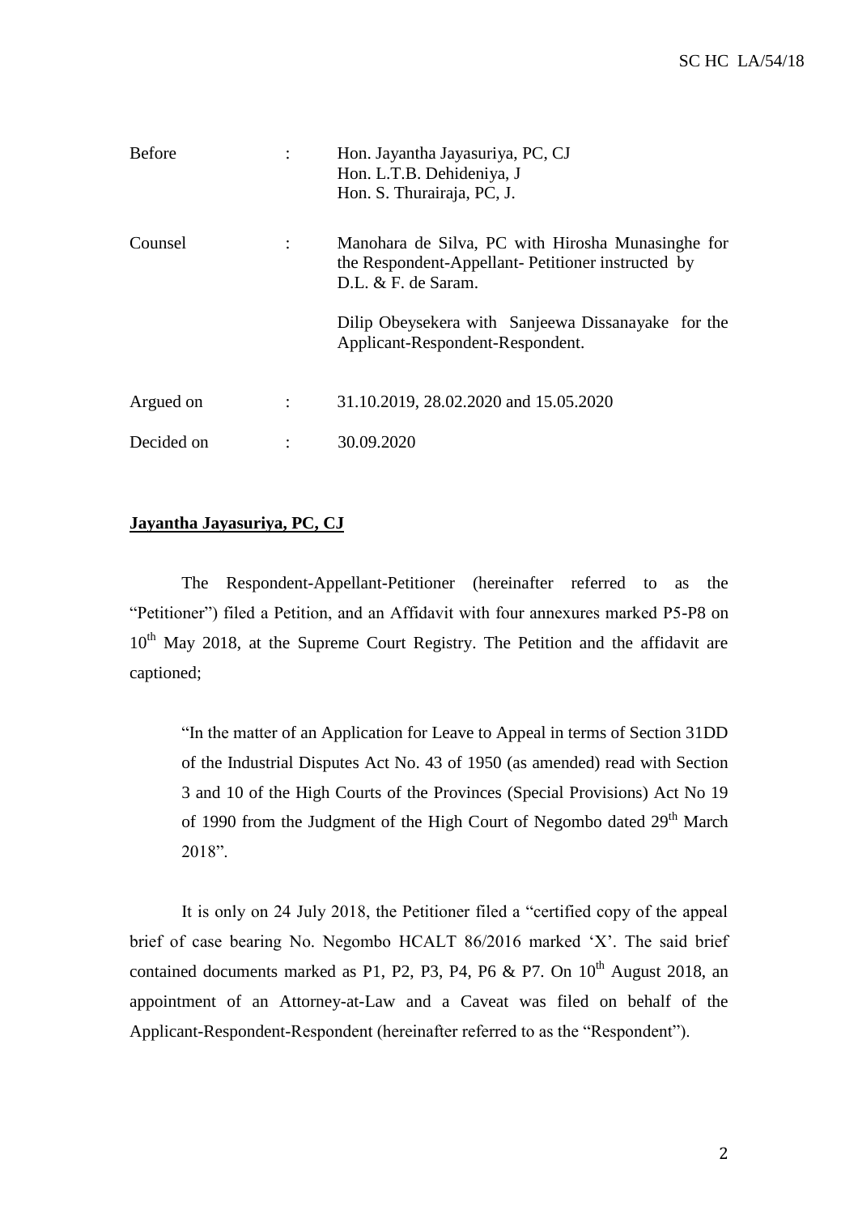| | | |
|---|---|---|
| Before | : | Hon. Jayantha Jayasuriya, PC, CJ<br>Hon. L.T.B. Dehideniya, J<br>Hon. S. Thurairaja, PC, J. |
| Counsel | : | Manohara de Silva, PC with Hirosha Munasinghe for the Respondent-Appellant- Petitioner instructed by D.L. & F. de Saram.<br><br>Dilip Obeysekera with Sanjeewa Dissanayake for the Applicant-Respondent-Respondent. |
| Argued on | : | 31.10.2019, 28.02.2020 and 15.05.2020 |
| Decided on | : | 30.09.2020 |

**Jayantha Jayasuriya, PC, CJ**

The Respondent-Appellant-Petitioner (hereinafter referred to as the "Petitioner") filed a Petition, and an Affidavit with four annexures marked P5-P8 on 10th May 2018, at the Supreme Court Registry. The Petition and the affidavit are captioned;

> "In the matter of an Application for Leave to Appeal in terms of Section 31DD of the Industrial Disputes Act No. 43 of 1950 (as amended) read with Section 3 and 10 of the High Courts of the Provinces (Special Provisions) Act No 19 of 1990 from the Judgment of the High Court of Negombo dated 29th March 2018".

It is only on 24 July 2018, the Petitioner filed a "certified copy of the appeal brief of case bearing No. Negombo HCALT 86/2016 marked 'X'. The said brief contained documents marked as P1, P2, P3, P4, P6 & P7. On 10th August 2018, an appointment of an Attorney-at-Law and a Caveat was filed on behalf of the Applicant-Respondent-Respondent (hereinafter referred to as the "Respondent").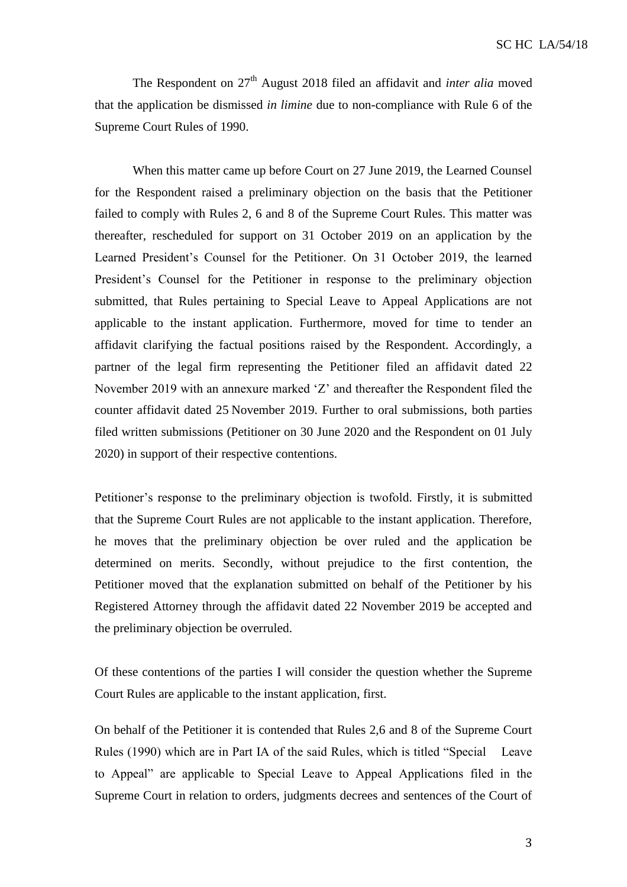The Respondent on 27th August 2018 filed an affidavit and *inter alia* moved that the application be dismissed *in limine* due to non-compliance with Rule 6 of the Supreme Court Rules of 1990.

When this matter came up before Court on 27 June 2019, the Learned Counsel for the Respondent raised a preliminary objection on the basis that the Petitioner failed to comply with Rules 2, 6 and 8 of the Supreme Court Rules. This matter was thereafter, rescheduled for support on 31 October 2019 on an application by the Learned President's Counsel for the Petitioner. On 31 October 2019, the learned President's Counsel for the Petitioner in response to the preliminary objection submitted, that Rules pertaining to Special Leave to Appeal Applications are not applicable to the instant application. Furthermore, moved for time to tender an affidavit clarifying the factual positions raised by the Respondent. Accordingly, a partner of the legal firm representing the Petitioner filed an affidavit dated 22 November 2019 with an annexure marked 'Z' and thereafter the Respondent filed the counter affidavit dated 25 November 2019. Further to oral submissions, both parties filed written submissions (Petitioner on 30 June 2020 and the Respondent on 01 July 2020) in support of their respective contentions.

Petitioner's response to the preliminary objection is twofold. Firstly, it is submitted that the Supreme Court Rules are not applicable to the instant application. Therefore, he moves that the preliminary objection be over ruled and the application be determined on merits. Secondly, without prejudice to the first contention, the Petitioner moved that the explanation submitted on behalf of the Petitioner by his Registered Attorney through the affidavit dated 22 November 2019 be accepted and the preliminary objection be overruled.

Of these contentions of the parties I will consider the question whether the Supreme Court Rules are applicable to the instant application, first.

On behalf of the Petitioner it is contended that Rules 2,6 and 8 of the Supreme Court Rules (1990) which are in Part IA of the said Rules, which is titled "Special Leave to Appeal" are applicable to Special Leave to Appeal Applications filed in the Supreme Court in relation to orders, judgments decrees and sentences of the Court of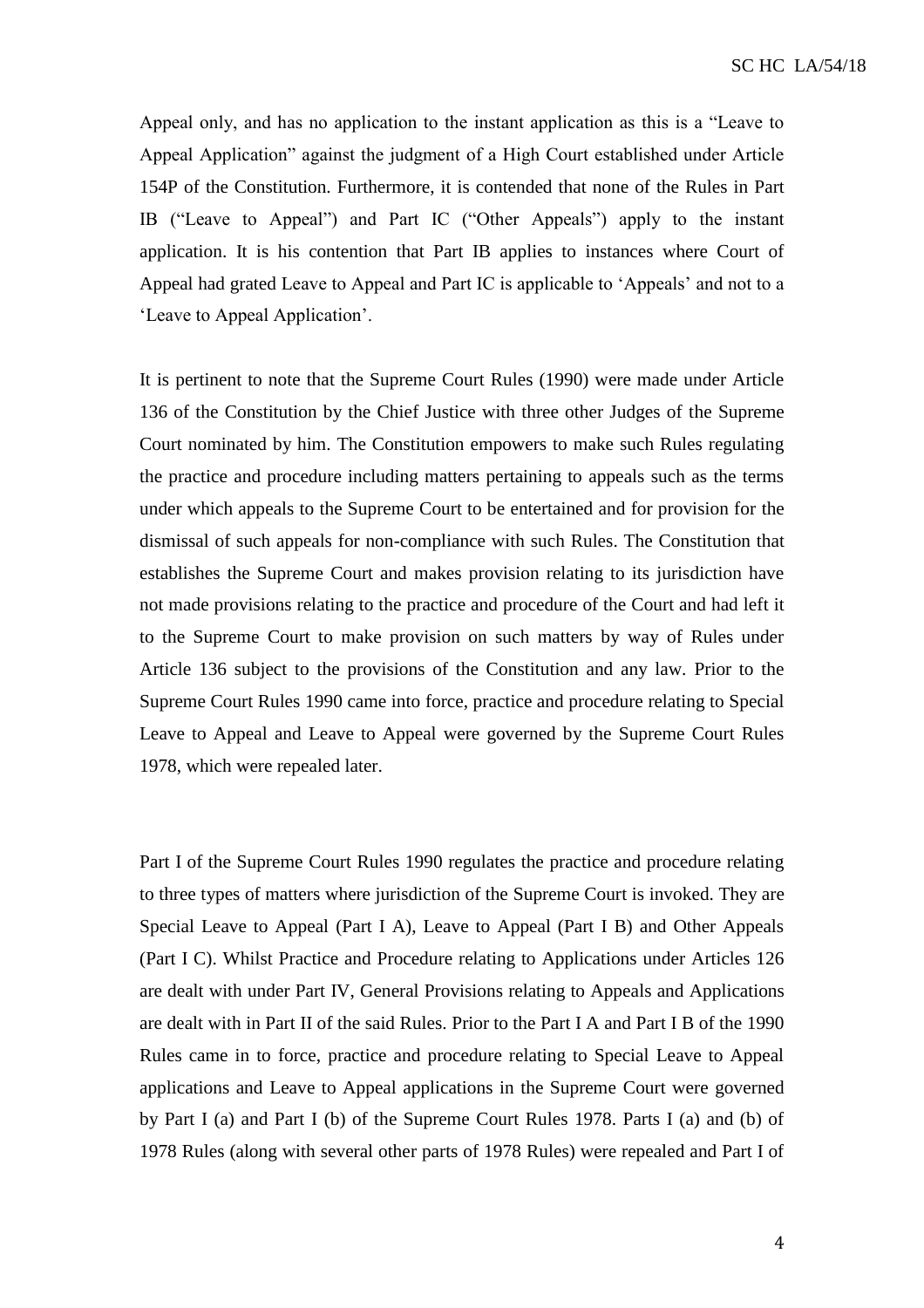Appeal only, and has no application to the instant application as this is a "Leave to Appeal Application" against the judgment of a High Court established under Article 154P of the Constitution. Furthermore, it is contended that none of the Rules in Part IB ("Leave to Appeal") and Part IC ("Other Appeals") apply to the instant application. It is his contention that Part IB applies to instances where Court of Appeal had grated Leave to Appeal and Part IC is applicable to 'Appeals' and not to a 'Leave to Appeal Application'.

It is pertinent to note that the Supreme Court Rules (1990) were made under Article 136 of the Constitution by the Chief Justice with three other Judges of the Supreme Court nominated by him. The Constitution empowers to make such Rules regulating the practice and procedure including matters pertaining to appeals such as the terms under which appeals to the Supreme Court to be entertained and for provision for the dismissal of such appeals for non-compliance with such Rules. The Constitution that establishes the Supreme Court and makes provision relating to its jurisdiction have not made provisions relating to the practice and procedure of the Court and had left it to the Supreme Court to make provision on such matters by way of Rules under Article 136 subject to the provisions of the Constitution and any law. Prior to the Supreme Court Rules 1990 came into force, practice and procedure relating to Special Leave to Appeal and Leave to Appeal were governed by the Supreme Court Rules 1978, which were repealed later.

Part I of the Supreme Court Rules 1990 regulates the practice and procedure relating to three types of matters where jurisdiction of the Supreme Court is invoked. They are Special Leave to Appeal (Part I A), Leave to Appeal (Part I B) and Other Appeals (Part I C). Whilst Practice and Procedure relating to Applications under Articles 126 are dealt with under Part IV, General Provisions relating to Appeals and Applications are dealt with in Part II of the said Rules. Prior to the Part I A and Part I B of the 1990 Rules came in to force, practice and procedure relating to Special Leave to Appeal applications and Leave to Appeal applications in the Supreme Court were governed by Part I (a) and Part I (b) of the Supreme Court Rules 1978. Parts I (a) and (b) of 1978 Rules (along with several other parts of 1978 Rules) were repealed and Part I of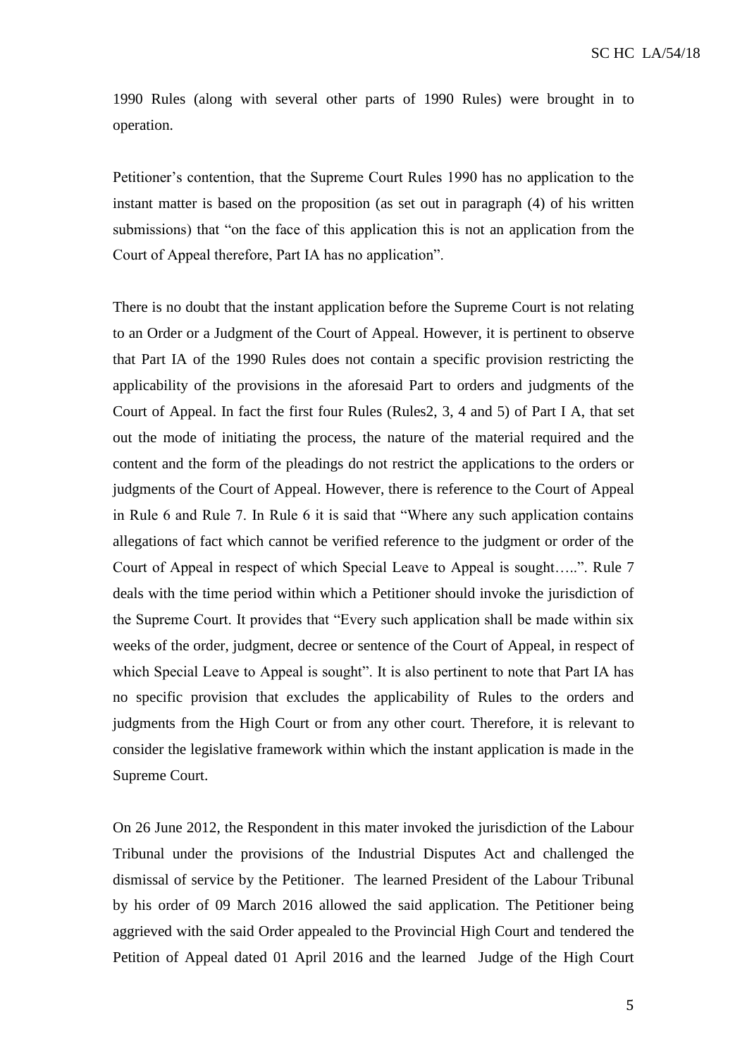1990 Rules (along with several other parts of 1990 Rules) were brought in to operation.

Petitioner's contention, that the Supreme Court Rules 1990 has no application to the instant matter is based on the proposition (as set out in paragraph (4) of his written submissions) that "on the face of this application this is not an application from the Court of Appeal therefore, Part IA has no application".

There is no doubt that the instant application before the Supreme Court is not relating to an Order or a Judgment of the Court of Appeal. However, it is pertinent to observe that Part IA of the 1990 Rules does not contain a specific provision restricting the applicability of the provisions in the aforesaid Part to orders and judgments of the Court of Appeal. In fact the first four Rules (Rules2, 3, 4 and 5) of Part I A, that set out the mode of initiating the process, the nature of the material required and the content and the form of the pleadings do not restrict the applications to the orders or judgments of the Court of Appeal. However, there is reference to the Court of Appeal in Rule 6 and Rule 7. In Rule 6 it is said that "Where any such application contains allegations of fact which cannot be verified reference to the judgment or order of the Court of Appeal in respect of which Special Leave to Appeal is sought…..". Rule 7 deals with the time period within which a Petitioner should invoke the jurisdiction of the Supreme Court. It provides that "Every such application shall be made within six weeks of the order, judgment, decree or sentence of the Court of Appeal, in respect of which Special Leave to Appeal is sought". It is also pertinent to note that Part IA has no specific provision that excludes the applicability of Rules to the orders and judgments from the High Court or from any other court. Therefore, it is relevant to consider the legislative framework within which the instant application is made in the Supreme Court.

On 26 June 2012, the Respondent in this mater invoked the jurisdiction of the Labour Tribunal under the provisions of the Industrial Disputes Act and challenged the dismissal of service by the Petitioner. The learned President of the Labour Tribunal by his order of 09 March 2016 allowed the said application. The Petitioner being aggrieved with the said Order appealed to the Provincial High Court and tendered the Petition of Appeal dated 01 April 2016 and the learned Judge of the High Court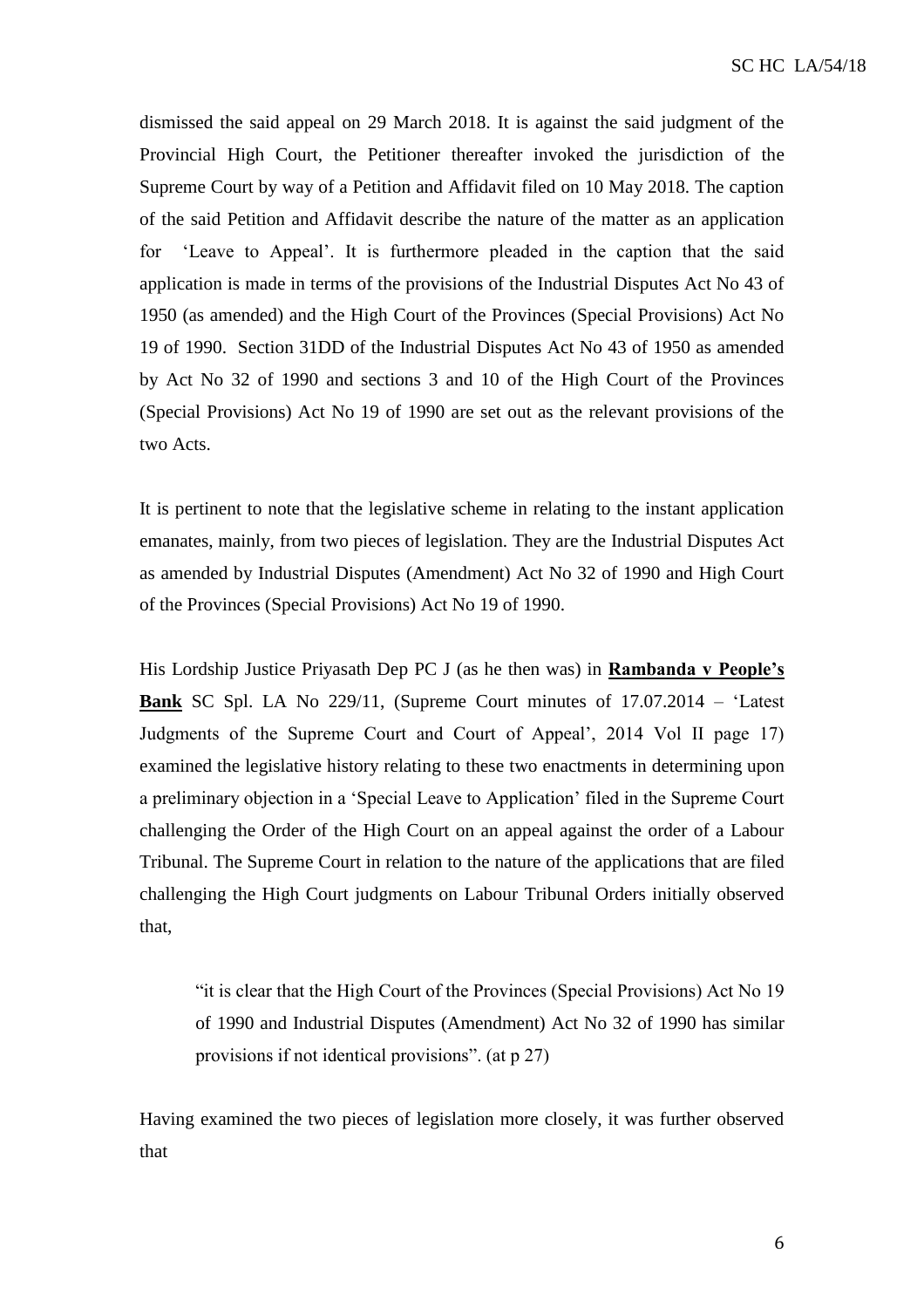dismissed the said appeal on 29 March 2018. It is against the said judgment of the Provincial High Court, the Petitioner thereafter invoked the jurisdiction of the Supreme Court by way of a Petition and Affidavit filed on 10 May 2018. The caption of the said Petition and Affidavit describe the nature of the matter as an application for 'Leave to Appeal'. It is furthermore pleaded in the caption that the said application is made in terms of the provisions of the Industrial Disputes Act No 43 of 1950 (as amended) and the High Court of the Provinces (Special Provisions) Act No 19 of 1990. Section 31DD of the Industrial Disputes Act No 43 of 1950 as amended by Act No 32 of 1990 and sections 3 and 10 of the High Court of the Provinces (Special Provisions) Act No 19 of 1990 are set out as the relevant provisions of the two Acts.

It is pertinent to note that the legislative scheme in relating to the instant application emanates, mainly, from two pieces of legislation. They are the Industrial Disputes Act as amended by Industrial Disputes (Amendment) Act No 32 of 1990 and High Court of the Provinces (Special Provisions) Act No 19 of 1990.

His Lordship Justice Priyasath Dep PC J (as he then was) in **Rambanda v People's Bank** SC Spl. LA No 229/11, (Supreme Court minutes of 17.07.2014 – 'Latest Judgments of the Supreme Court and Court of Appeal', 2014 Vol II page 17) examined the legislative history relating to these two enactments in determining upon a preliminary objection in a 'Special Leave to Application' filed in the Supreme Court challenging the Order of the High Court on an appeal against the order of a Labour Tribunal. The Supreme Court in relation to the nature of the applications that are filed challenging the High Court judgments on Labour Tribunal Orders initially observed that,

> "it is clear that the High Court of the Provinces (Special Provisions) Act No 19 of 1990 and Industrial Disputes (Amendment) Act No 32 of 1990 has similar provisions if not identical provisions". (at p 27)

Having examined the two pieces of legislation more closely, it was further observed that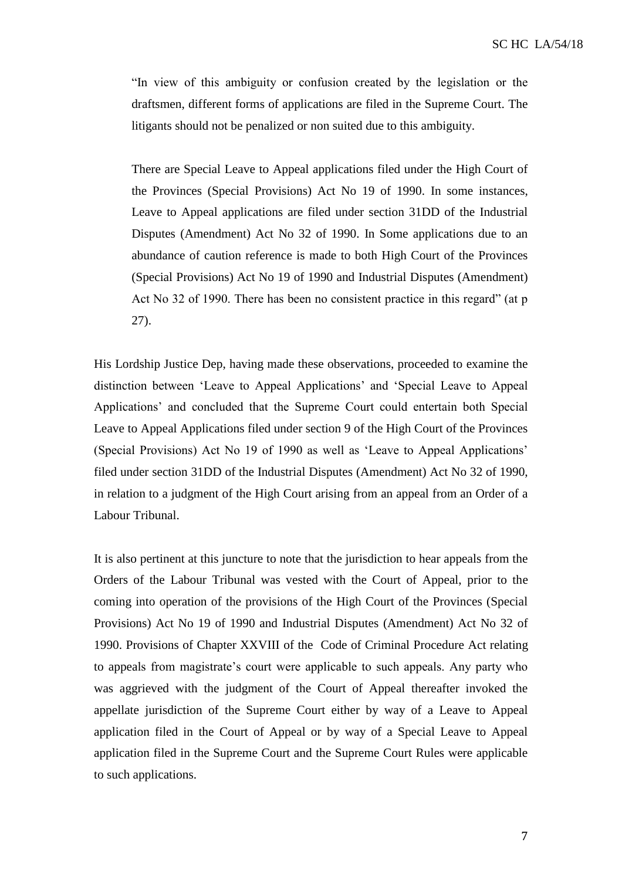> "In view of this ambiguity or confusion created by the legislation or the draftsmen, different forms of applications are filed in the Supreme Court. The litigants should not be penalized or non suited due to this ambiguity.
>
> There are Special Leave to Appeal applications filed under the High Court of the Provinces (Special Provisions) Act No 19 of 1990. In some instances, Leave to Appeal applications are filed under section 31DD of the Industrial Disputes (Amendment) Act No 32 of 1990. In Some applications due to an abundance of caution reference is made to both High Court of the Provinces (Special Provisions) Act No 19 of 1990 and Industrial Disputes (Amendment) Act No 32 of 1990. There has been no consistent practice in this regard" (at p 27).

His Lordship Justice Dep, having made these observations, proceeded to examine the distinction between 'Leave to Appeal Applications' and 'Special Leave to Appeal Applications' and concluded that the Supreme Court could entertain both Special Leave to Appeal Applications filed under section 9 of the High Court of the Provinces (Special Provisions) Act No 19 of 1990 as well as 'Leave to Appeal Applications' filed under section 31DD of the Industrial Disputes (Amendment) Act No 32 of 1990, in relation to a judgment of the High Court arising from an appeal from an Order of a Labour Tribunal.

It is also pertinent at this juncture to note that the jurisdiction to hear appeals from the Orders of the Labour Tribunal was vested with the Court of Appeal, prior to the coming into operation of the provisions of the High Court of the Provinces (Special Provisions) Act No 19 of 1990 and Industrial Disputes (Amendment) Act No 32 of 1990. Provisions of Chapter XXVIII of the Code of Criminal Procedure Act relating to appeals from magistrate's court were applicable to such appeals. Any party who was aggrieved with the judgment of the Court of Appeal thereafter invoked the appellate jurisdiction of the Supreme Court either by way of a Leave to Appeal application filed in the Court of Appeal or by way of a Special Leave to Appeal application filed in the Supreme Court and the Supreme Court Rules were applicable to such applications.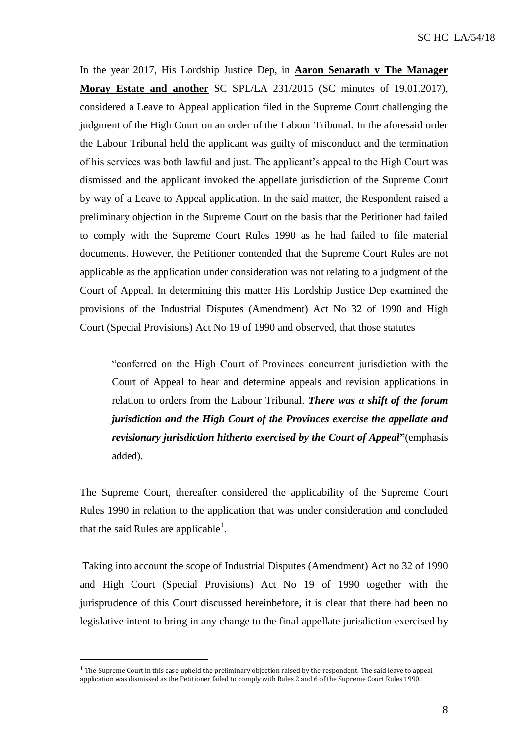In the year 2017, His Lordship Justice Dep, in **Aaron Senarath v The Manager Moray Estate and another** SC SPL/LA 231/2015 (SC minutes of 19.01.2017), considered a Leave to Appeal application filed in the Supreme Court challenging the judgment of the High Court on an order of the Labour Tribunal. In the aforesaid order the Labour Tribunal held the applicant was guilty of misconduct and the termination of his services was both lawful and just. The applicant's appeal to the High Court was dismissed and the applicant invoked the appellate jurisdiction of the Supreme Court by way of a Leave to Appeal application. In the said matter, the Respondent raised a preliminary objection in the Supreme Court on the basis that the Petitioner had failed to comply with the Supreme Court Rules 1990 as he had failed to file material documents. However, the Petitioner contended that the Supreme Court Rules are not applicable as the application under consideration was not relating to a judgment of the Court of Appeal. In determining this matter His Lordship Justice Dep examined the provisions of the Industrial Disputes (Amendment) Act No 32 of 1990 and High Court (Special Provisions) Act No 19 of 1990 and observed, that those statutes

> "conferred on the High Court of Provinces concurrent jurisdiction with the Court of Appeal to hear and determine appeals and revision applications in relation to orders from the Labour Tribunal. ***There was a shift of the forum jurisdiction and the High Court of the Provinces exercise the appellate and revisionary jurisdiction hitherto exercised by the Court of Appeal*"**(emphasis added).

The Supreme Court, thereafter considered the applicability of the Supreme Court Rules 1990 in relation to the application that was under consideration and concluded that the said Rules are applicable[1].

Taking into account the scope of Industrial Disputes (Amendment) Act no 32 of 1990 and High Court (Special Provisions) Act No 19 of 1990 together with the jurisprudence of this Court discussed hereinbefore, it is clear that there had been no legislative intent to bring in any change to the final appellate jurisdiction exercised by

---

[1] The Supreme Court in this case upheld the preliminary objection raised by the respondent. The said leave to appeal application was dismissed as the Petitioner failed to comply with Rules 2 and 6 of the Supreme Court Rules 1990.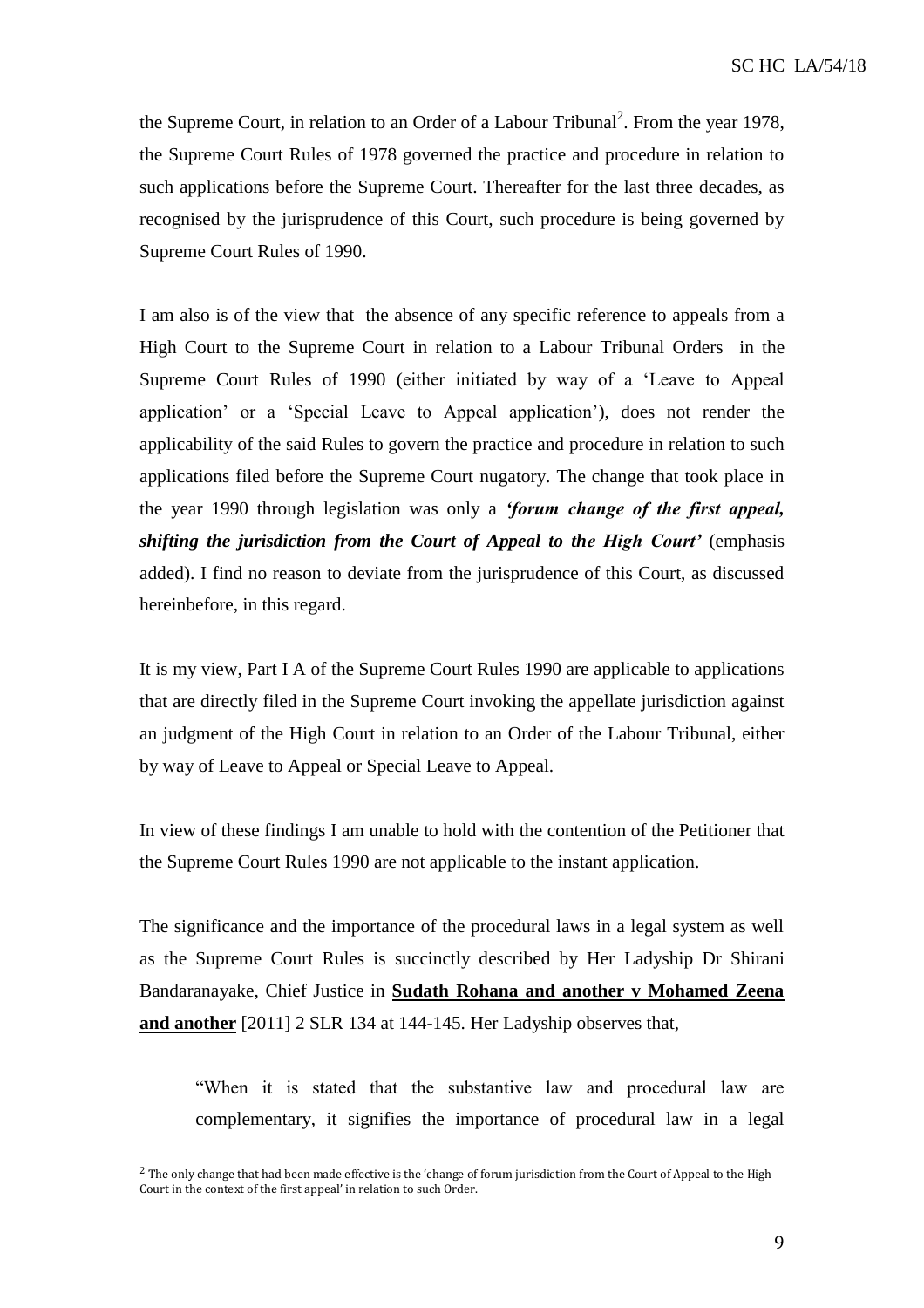the Supreme Court, in relation to an Order of a Labour Tribunal[2]. From the year 1978, the Supreme Court Rules of 1978 governed the practice and procedure in relation to such applications before the Supreme Court. Thereafter for the last three decades, as recognised by the jurisprudence of this Court, such procedure is being governed by Supreme Court Rules of 1990.

I am also is of the view that the absence of any specific reference to appeals from a High Court to the Supreme Court in relation to a Labour Tribunal Orders in the Supreme Court Rules of 1990 (either initiated by way of a 'Leave to Appeal application' or a 'Special Leave to Appeal application'), does not render the applicability of the said Rules to govern the practice and procedure in relation to such applications filed before the Supreme Court nugatory. The change that took place in the year 1990 through legislation was only a ***'forum change of the first appeal, shifting the jurisdiction from the Court of Appeal to the High Court'*** (emphasis added). I find no reason to deviate from the jurisprudence of this Court, as discussed hereinbefore, in this regard.

It is my view, Part I A of the Supreme Court Rules 1990 are applicable to applications that are directly filed in the Supreme Court invoking the appellate jurisdiction against an judgment of the High Court in relation to an Order of the Labour Tribunal, either by way of Leave to Appeal or Special Leave to Appeal.

In view of these findings I am unable to hold with the contention of the Petitioner that the Supreme Court Rules 1990 are not applicable to the instant application.

The significance and the importance of the procedural laws in a legal system as well as the Supreme Court Rules is succinctly described by Her Ladyship Dr Shirani Bandaranayake, Chief Justice in **<u>Sudath Rohana and another v Mohamed Zeena and another</u>** [2011] 2 SLR 134 at 144-145. Her Ladyship observes that,

> "When it is stated that the substantive law and procedural law are complementary, it signifies the importance of procedural law in a legal

[2] The only change that had been made effective is the 'change of forum jurisdiction from the Court of Appeal to the High Court in the context of the first appeal' in relation to such Order.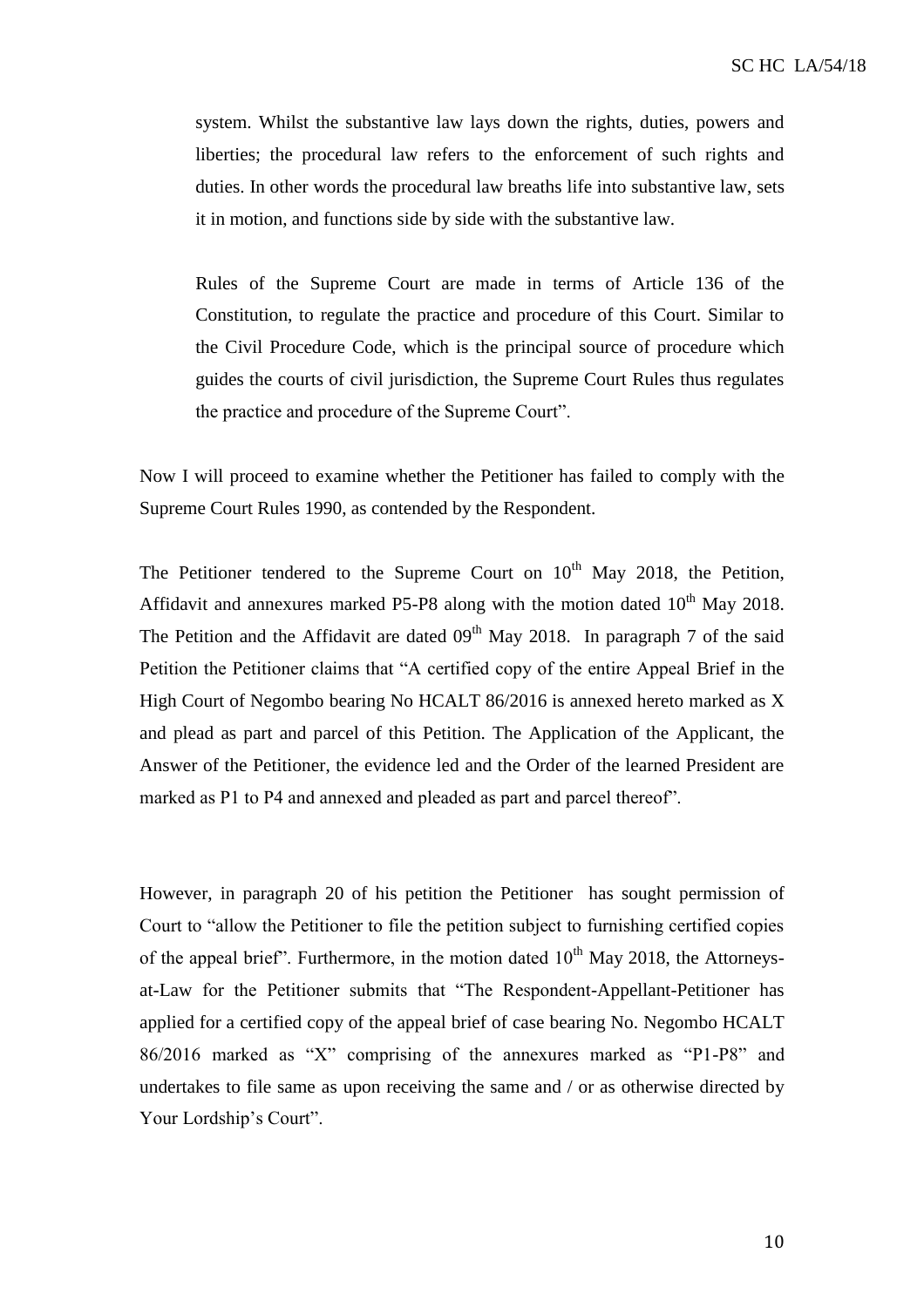> system. Whilst the substantive law lays down the rights, duties, powers and liberties; the procedural law refers to the enforcement of such rights and duties. In other words the procedural law breaths life into substantive law, sets it in motion, and functions side by side with the substantive law.
>
> Rules of the Supreme Court are made in terms of Article 136 of the Constitution, to regulate the practice and procedure of this Court. Similar to the Civil Procedure Code, which is the principal source of procedure which guides the courts of civil jurisdiction, the Supreme Court Rules thus regulates the practice and procedure of the Supreme Court".

Now I will proceed to examine whether the Petitioner has failed to comply with the Supreme Court Rules 1990, as contended by the Respondent.

The Petitioner tendered to the Supreme Court on 10th May 2018, the Petition, Affidavit and annexures marked P5-P8 along with the motion dated 10th May 2018. The Petition and the Affidavit are dated 09th May 2018. In paragraph 7 of the said Petition the Petitioner claims that "A certified copy of the entire Appeal Brief in the High Court of Negombo bearing No HCALT 86/2016 is annexed hereto marked as X and plead as part and parcel of this Petition. The Application of the Applicant, the Answer of the Petitioner, the evidence led and the Order of the learned President are marked as P1 to P4 and annexed and pleaded as part and parcel thereof".

However, in paragraph 20 of his petition the Petitioner has sought permission of Court to "allow the Petitioner to file the petition subject to furnishing certified copies of the appeal brief". Furthermore, in the motion dated 10th May 2018, the Attorneys-at-Law for the Petitioner submits that "The Respondent-Appellant-Petitioner has applied for a certified copy of the appeal brief of case bearing No. Negombo HCALT 86/2016 marked as "X" comprising of the annexures marked as "P1-P8" and undertakes to file same as upon receiving the same and / or as otherwise directed by Your Lordship's Court".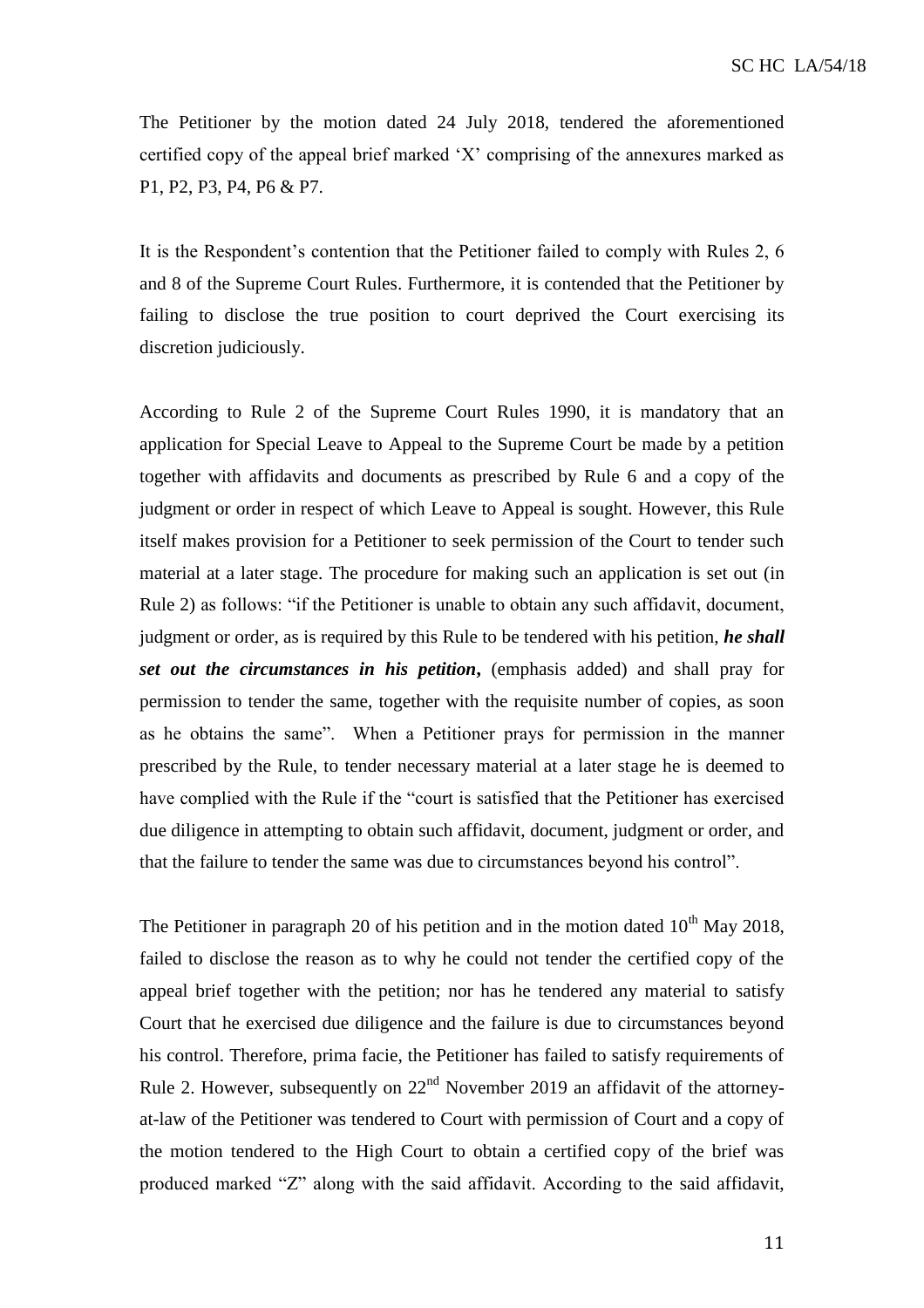The Petitioner by the motion dated 24 July 2018, tendered the aforementioned certified copy of the appeal brief marked 'X' comprising of the annexures marked as P1, P2, P3, P4, P6 & P7.

It is the Respondent's contention that the Petitioner failed to comply with Rules 2, 6 and 8 of the Supreme Court Rules. Furthermore, it is contended that the Petitioner by failing to disclose the true position to court deprived the Court exercising its discretion judiciously.

According to Rule 2 of the Supreme Court Rules 1990, it is mandatory that an application for Special Leave to Appeal to the Supreme Court be made by a petition together with affidavits and documents as prescribed by Rule 6 and a copy of the judgment or order in respect of which Leave to Appeal is sought. However, this Rule itself makes provision for a Petitioner to seek permission of the Court to tender such material at a later stage. The procedure for making such an application is set out (in Rule 2) as follows: "if the Petitioner is unable to obtain any such affidavit, document, judgment or order, as is required by this Rule to be tendered with his petition, ***he shall set out the circumstances in his petition***, (emphasis added) and shall pray for permission to tender the same, together with the requisite number of copies, as soon as he obtains the same". When a Petitioner prays for permission in the manner prescribed by the Rule, to tender necessary material at a later stage he is deemed to have complied with the Rule if the "court is satisfied that the Petitioner has exercised due diligence in attempting to obtain such affidavit, document, judgment or order, and that the failure to tender the same was due to circumstances beyond his control".

The Petitioner in paragraph 20 of his petition and in the motion dated 10th May 2018, failed to disclose the reason as to why he could not tender the certified copy of the appeal brief together with the petition; nor has he tendered any material to satisfy Court that he exercised due diligence and the failure is due to circumstances beyond his control. Therefore, prima facie, the Petitioner has failed to satisfy requirements of Rule 2. However, subsequently on 22nd November 2019 an affidavit of the attorney-at-law of the Petitioner was tendered to Court with permission of Court and a copy of the motion tendered to the High Court to obtain a certified copy of the brief was produced marked "Z" along with the said affidavit. According to the said affidavit,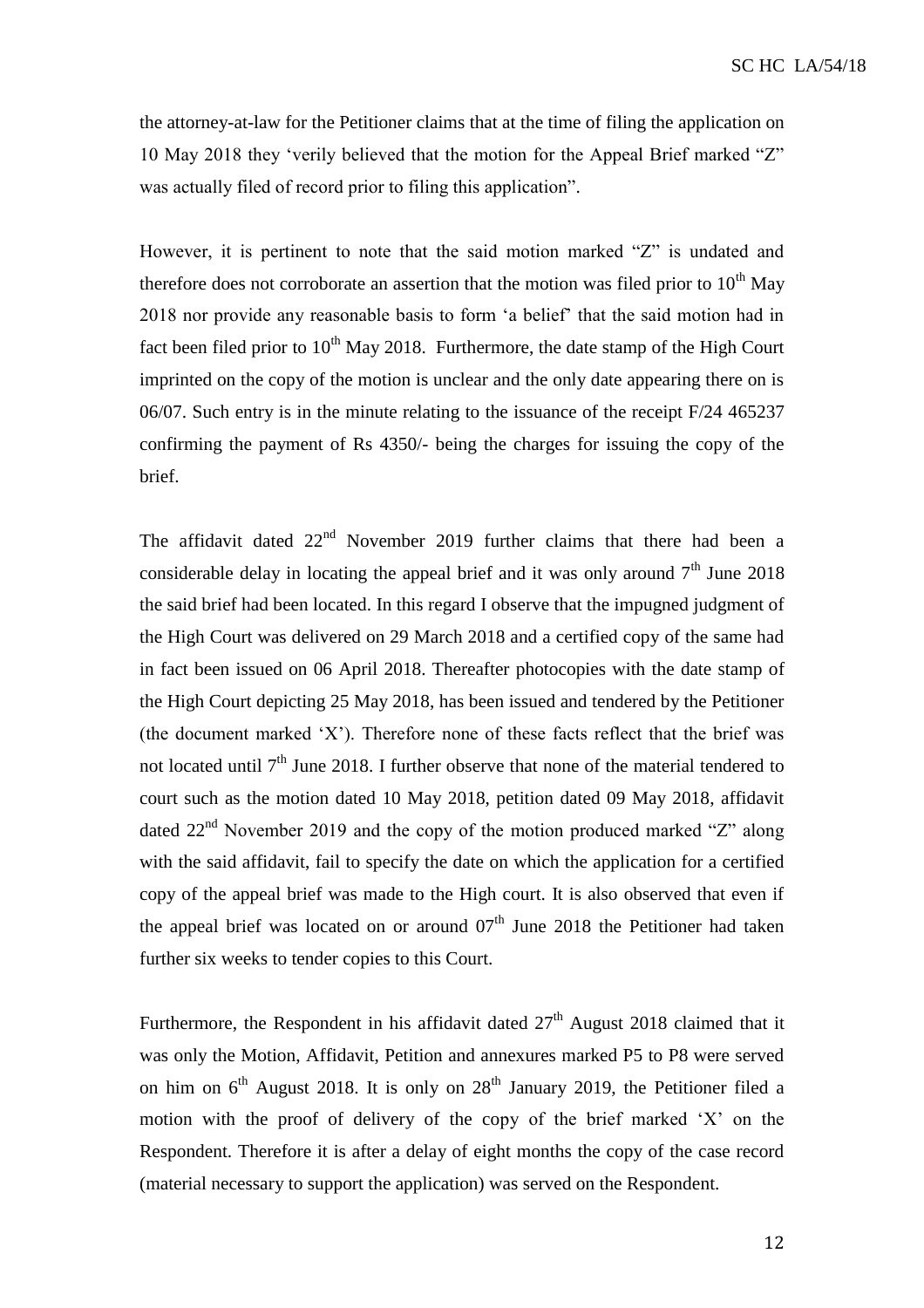the attorney-at-law for the Petitioner claims that at the time of filing the application on 10 May 2018 they 'verily believed that the motion for the Appeal Brief marked "Z" was actually filed of record prior to filing this application".

However, it is pertinent to note that the said motion marked "Z" is undated and therefore does not corroborate an assertion that the motion was filed prior to 10th May 2018 nor provide any reasonable basis to form 'a belief' that the said motion had in fact been filed prior to 10th May 2018. Furthermore, the date stamp of the High Court imprinted on the copy of the motion is unclear and the only date appearing there on is 06/07. Such entry is in the minute relating to the issuance of the receipt F/24 465237 confirming the payment of Rs 4350/- being the charges for issuing the copy of the brief.

The affidavit dated 22nd November 2019 further claims that there had been a considerable delay in locating the appeal brief and it was only around 7th June 2018 the said brief had been located. In this regard I observe that the impugned judgment of the High Court was delivered on 29 March 2018 and a certified copy of the same had in fact been issued on 06 April 2018. Thereafter photocopies with the date stamp of the High Court depicting 25 May 2018, has been issued and tendered by the Petitioner (the document marked 'X'). Therefore none of these facts reflect that the brief was not located until 7th June 2018. I further observe that none of the material tendered to court such as the motion dated 10 May 2018, petition dated 09 May 2018, affidavit dated 22nd November 2019 and the copy of the motion produced marked "Z" along with the said affidavit, fail to specify the date on which the application for a certified copy of the appeal brief was made to the High court. It is also observed that even if the appeal brief was located on or around 07th June 2018 the Petitioner had taken further six weeks to tender copies to this Court.

Furthermore, the Respondent in his affidavit dated 27th August 2018 claimed that it was only the Motion, Affidavit, Petition and annexures marked P5 to P8 were served on him on 6th August 2018. It is only on 28th January 2019, the Petitioner filed a motion with the proof of delivery of the copy of the brief marked 'X' on the Respondent. Therefore it is after a delay of eight months the copy of the case record (material necessary to support the application) was served on the Respondent.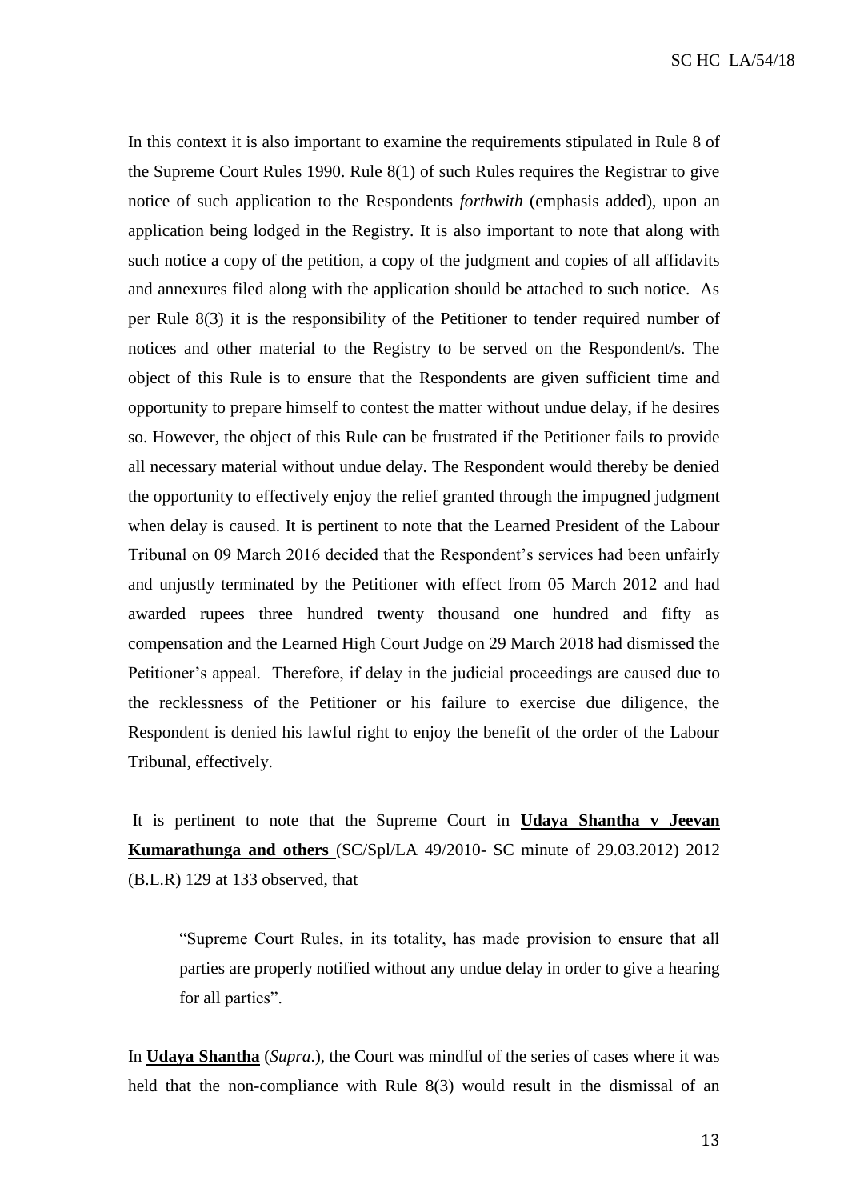In this context it is also important to examine the requirements stipulated in Rule 8 of the Supreme Court Rules 1990. Rule 8(1) of such Rules requires the Registrar to give notice of such application to the Respondents *forthwith* (emphasis added), upon an application being lodged in the Registry. It is also important to note that along with such notice a copy of the petition, a copy of the judgment and copies of all affidavits and annexures filed along with the application should be attached to such notice. As per Rule 8(3) it is the responsibility of the Petitioner to tender required number of notices and other material to the Registry to be served on the Respondent/s. The object of this Rule is to ensure that the Respondents are given sufficient time and opportunity to prepare himself to contest the matter without undue delay, if he desires so. However, the object of this Rule can be frustrated if the Petitioner fails to provide all necessary material without undue delay. The Respondent would thereby be denied the opportunity to effectively enjoy the relief granted through the impugned judgment when delay is caused. It is pertinent to note that the Learned President of the Labour Tribunal on 09 March 2016 decided that the Respondent's services had been unfairly and unjustly terminated by the Petitioner with effect from 05 March 2012 and had awarded rupees three hundred twenty thousand one hundred and fifty as compensation and the Learned High Court Judge on 29 March 2018 had dismissed the Petitioner's appeal. Therefore, if delay in the judicial proceedings are caused due to the recklessness of the Petitioner or his failure to exercise due diligence, the Respondent is denied his lawful right to enjoy the benefit of the order of the Labour Tribunal, effectively.

It is pertinent to note that the Supreme Court in **Udaya Shantha v Jeevan Kumarathunga and others** (SC/Spl/LA 49/2010- SC minute of 29.03.2012) 2012 (B.L.R) 129 at 133 observed, that

> "Supreme Court Rules, in its totality, has made provision to ensure that all parties are properly notified without any undue delay in order to give a hearing for all parties".

In **Udaya Shantha** (*Supra*.), the Court was mindful of the series of cases where it was held that the non-compliance with Rule 8(3) would result in the dismissal of an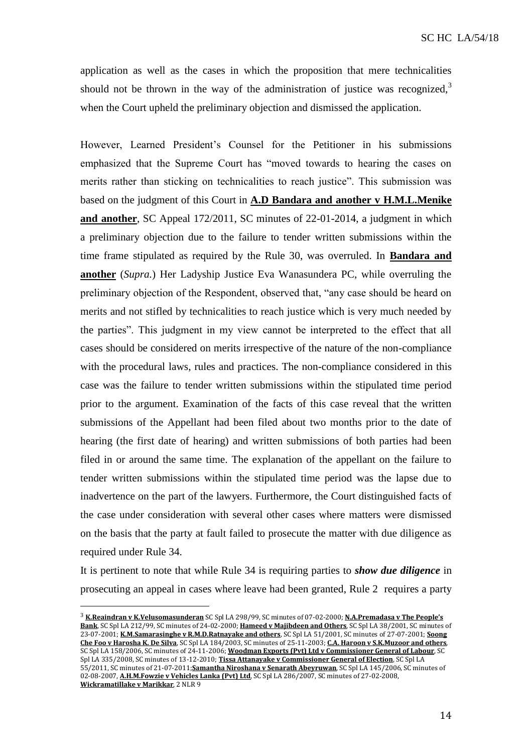application as well as the cases in which the proposition that mere technicalities should not be thrown in the way of the administration of justice was recognized,[3] when the Court upheld the preliminary objection and dismissed the application.

However, Learned President's Counsel for the Petitioner in his submissions emphasized that the Supreme Court has "moved towards to hearing the cases on merits rather than sticking on technicalities to reach justice". This submission was based on the judgment of this Court in **A.D Bandara and another v H.M.L.Menike and another**, SC Appeal 172/2011, SC minutes of 22-01-2014, a judgment in which a preliminary objection due to the failure to tender written submissions within the time frame stipulated as required by the Rule 30, was overruled. In **Bandara and another** (*Supra.*) Her Ladyship Justice Eva Wanasundera PC, while overruling the preliminary objection of the Respondent, observed that, "any case should be heard on merits and not stifled by technicalities to reach justice which is very much needed by the parties". This judgment in my view cannot be interpreted to the effect that all cases should be considered on merits irrespective of the nature of the non-compliance with the procedural laws, rules and practices. The non-compliance considered in this case was the failure to tender written submissions within the stipulated time period prior to the argument. Examination of the facts of this case reveal that the written submissions of the Appellant had been filed about two months prior to the date of hearing (the first date of hearing) and written submissions of both parties had been filed in or around the same time. The explanation of the appellant on the failure to tender written submissions within the stipulated time period was the lapse due to inadvertence on the part of the lawyers. Furthermore, the Court distinguished facts of the case under consideration with several other cases where matters were dismissed on the basis that the party at fault failed to prosecute the matter with due diligence as required under Rule 34.

It is pertinent to note that while Rule 34 is requiring parties to ***show due diligence*** in prosecuting an appeal in cases where leave had been granted, Rule 2 requires a party

---

[3] **K.Reaindran v K.Velusomasunderan** SC Spl LA 298/99, SC minutes of 07-02-2000; **N.A.Premadasa v The People's Bank**, SC Spl LA 212/99, SC minutes of 24-02-2000; **Hameed v Majibdeen and Others**, SC Spl LA 38/2001, SC minutes of 23-07-2001; **K.M.Samarasinghe v R.M.D.Ratnayake and others**, SC Spl LA 51/2001, SC minutes of 27-07-2001; **Soong Che Foo v Harosha K. De Silva**, SC Spl LA 184/2003, SC minutes of 25-11-2003; **C.A. Haroon v S.K.Muzoor and others**, SC Spl LA 158/2006, SC minutes of 24-11-2006; **Woodman Exports (Pvt) Ltd v Commissioner General of Labour**, SC Spl LA 335/2008, SC minutes of 13-12-2010; **Tissa Attanayake v Commissioner General of Election**, SC Spl LA 55/2011, SC minutes of 21-07-2011;**Samantha Niroshana v Senarath Abeyruwan**, SC Spl LA 145/2006, SC minutes of 02-08-2007, **A.H.M.Fowzie v Vehicles Lanka (Pvt) Ltd**, SC Spl LA 286/2007, SC minutes of 27-02-2008, **Wickramatillake v Marikkar**, 2 NLR 9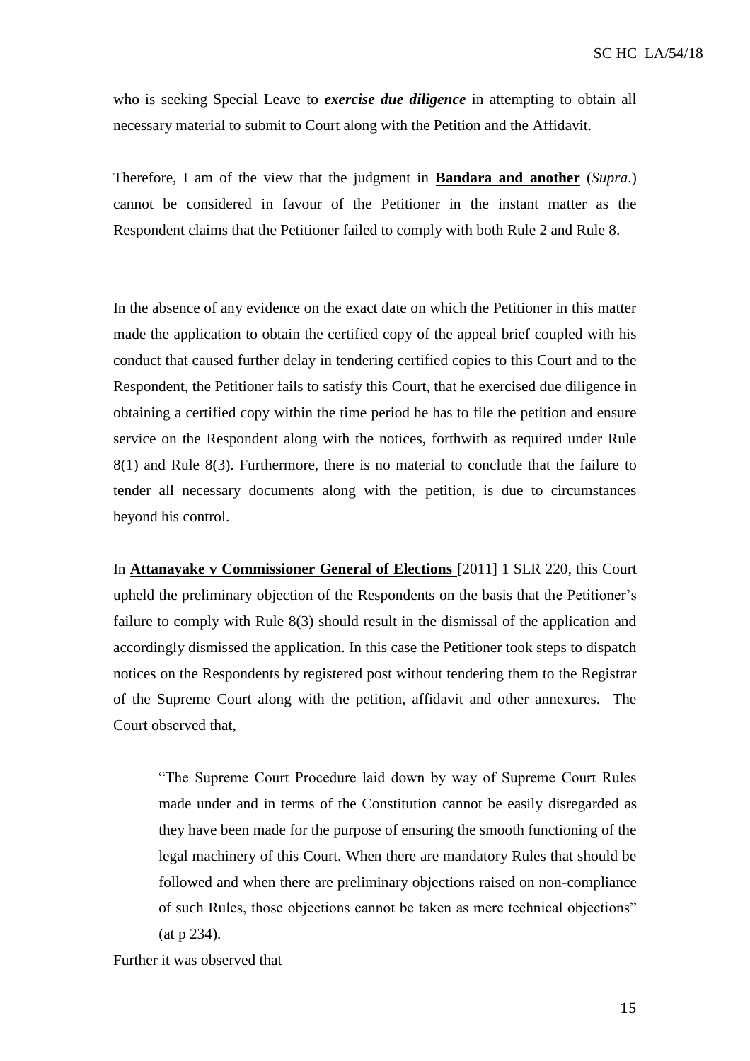who is seeking Special Leave to ***exercise due diligence*** in attempting to obtain all necessary material to submit to Court along with the Petition and the Affidavit.

Therefore, I am of the view that the judgment in **Bandara and another** (*Supra*.) cannot be considered in favour of the Petitioner in the instant matter as the Respondent claims that the Petitioner failed to comply with both Rule 2 and Rule 8.

In the absence of any evidence on the exact date on which the Petitioner in this matter made the application to obtain the certified copy of the appeal brief coupled with his conduct that caused further delay in tendering certified copies to this Court and to the Respondent, the Petitioner fails to satisfy this Court, that he exercised due diligence in obtaining a certified copy within the time period he has to file the petition and ensure service on the Respondent along with the notices, forthwith as required under Rule 8(1) and Rule 8(3). Furthermore, there is no material to conclude that the failure to tender all necessary documents along with the petition, is due to circumstances beyond his control.

In **Attanayake v Commissioner General of Elections** [2011] 1 SLR 220, this Court upheld the preliminary objection of the Respondents on the basis that the Petitioner's failure to comply with Rule 8(3) should result in the dismissal of the application and accordingly dismissed the application. In this case the Petitioner took steps to dispatch notices on the Respondents by registered post without tendering them to the Registrar of the Supreme Court along with the petition, affidavit and other annexures. The Court observed that,

> "The Supreme Court Procedure laid down by way of Supreme Court Rules made under and in terms of the Constitution cannot be easily disregarded as they have been made for the purpose of ensuring the smooth functioning of the legal machinery of this Court. When there are mandatory Rules that should be followed and when there are preliminary objections raised on non-compliance of such Rules, those objections cannot be taken as mere technical objections" (at p 234).

Further it was observed that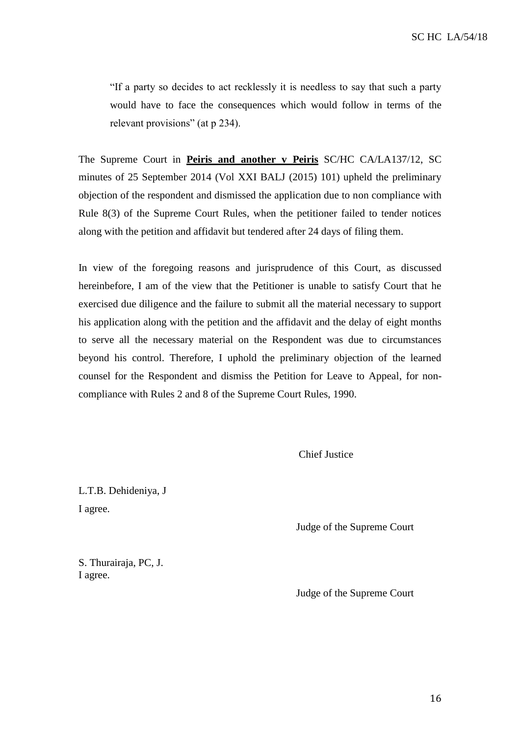> "If a party so decides to act recklessly it is needless to say that such a party would have to face the consequences which would follow in terms of the relevant provisions" (at p 234).

The Supreme Court in **Peiris and another v Peiris** SC/HC CA/LA137/12, SC minutes of 25 September 2014 (Vol XXI BALJ (2015) 101) upheld the preliminary objection of the respondent and dismissed the application due to non compliance with Rule 8(3) of the Supreme Court Rules, when the petitioner failed to tender notices along with the petition and affidavit but tendered after 24 days of filing them.

In view of the foregoing reasons and jurisprudence of this Court, as discussed hereinbefore, I am of the view that the Petitioner is unable to satisfy Court that he exercised due diligence and the failure to submit all the material necessary to support his application along with the petition and the affidavit and the delay of eight months to serve all the necessary material on the Respondent was due to circumstances beyond his control. Therefore, I uphold the preliminary objection of the learned counsel for the Respondent and dismiss the Petition for Leave to Appeal, for non-compliance with Rules 2 and 8 of the Supreme Court Rules, 1990.

Chief Justice

L.T.B. Dehideniya, J

I agree.

Judge of the Supreme Court

S. Thurairaja, PC, J.

I agree.

Judge of the Supreme Court